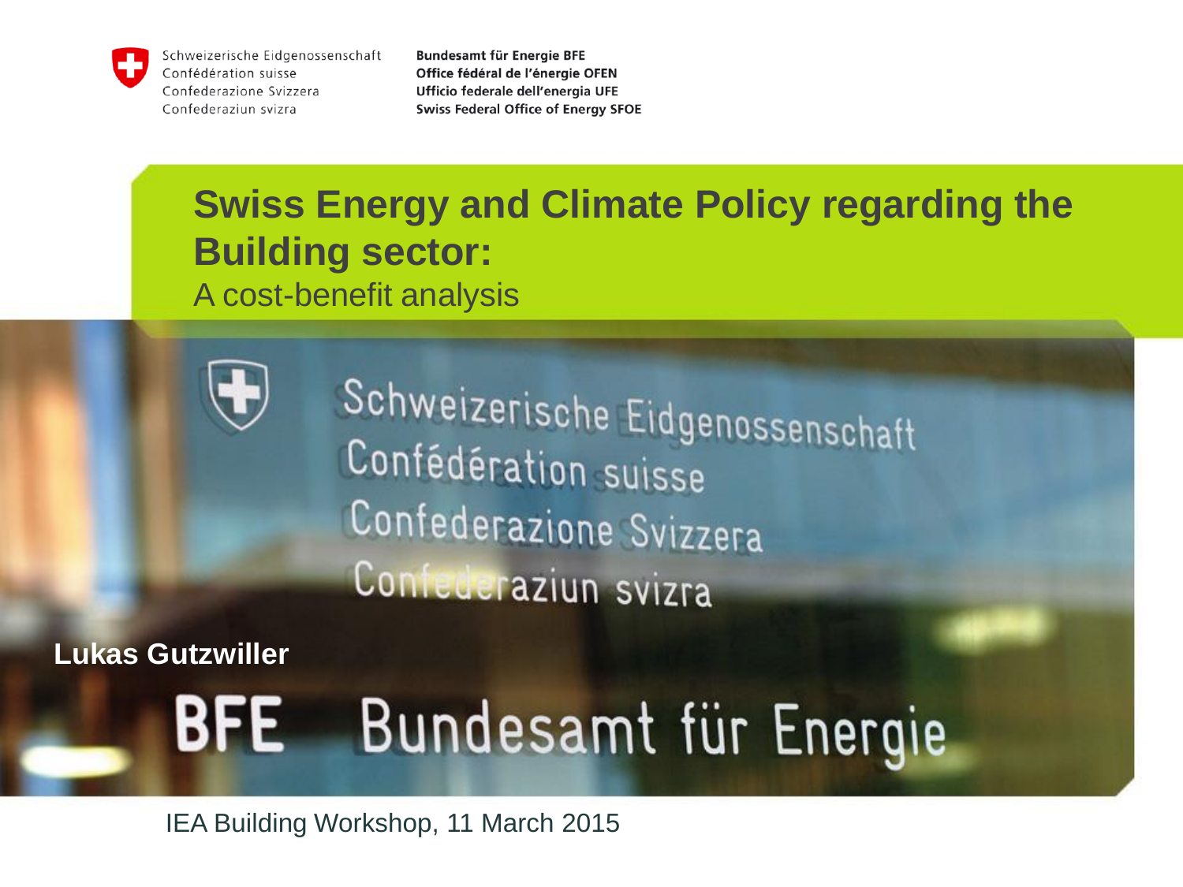Schweizerische Eidgenossenschaft
Confédération suisse
Confederazione Svizzera
Confederaziun svizra

**Bundesamt für Energie BFE**
**Office fédéral de l'énergie OFEN**
**Ufficio federale dell'energia UFE**
**Swiss Federal Office of Energy SFOE**

# Swiss Energy and Climate Policy regarding the Building sector:

A cost-benefit analysis

**Lukas Gutzwiller**

IEA Building Workshop, 11 March 2015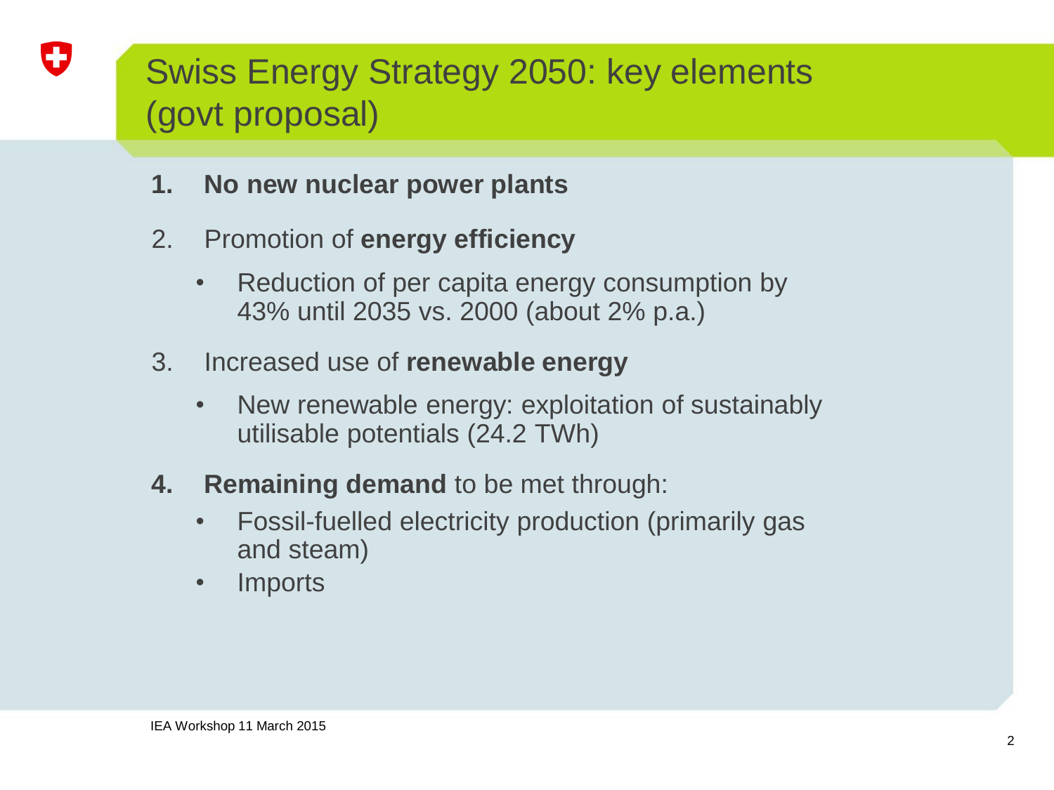# Swiss Energy Strategy 2050: key elements (govt proposal)

1. **No new nuclear power plants**
2. Promotion of **energy efficiency**
   - Reduction of per capita energy consumption by 43% until 2035 vs. 2000 (about 2% p.a.)
3. Increased use of **renewable energy**
   - New renewable energy: exploitation of sustainably utilisable potentials (24.2 TWh)
4. **Remaining demand** to be met through:
   - Fossil-fuelled electricity production (primarily gas and steam)
   - Imports

IEA Workshop 11 March 2015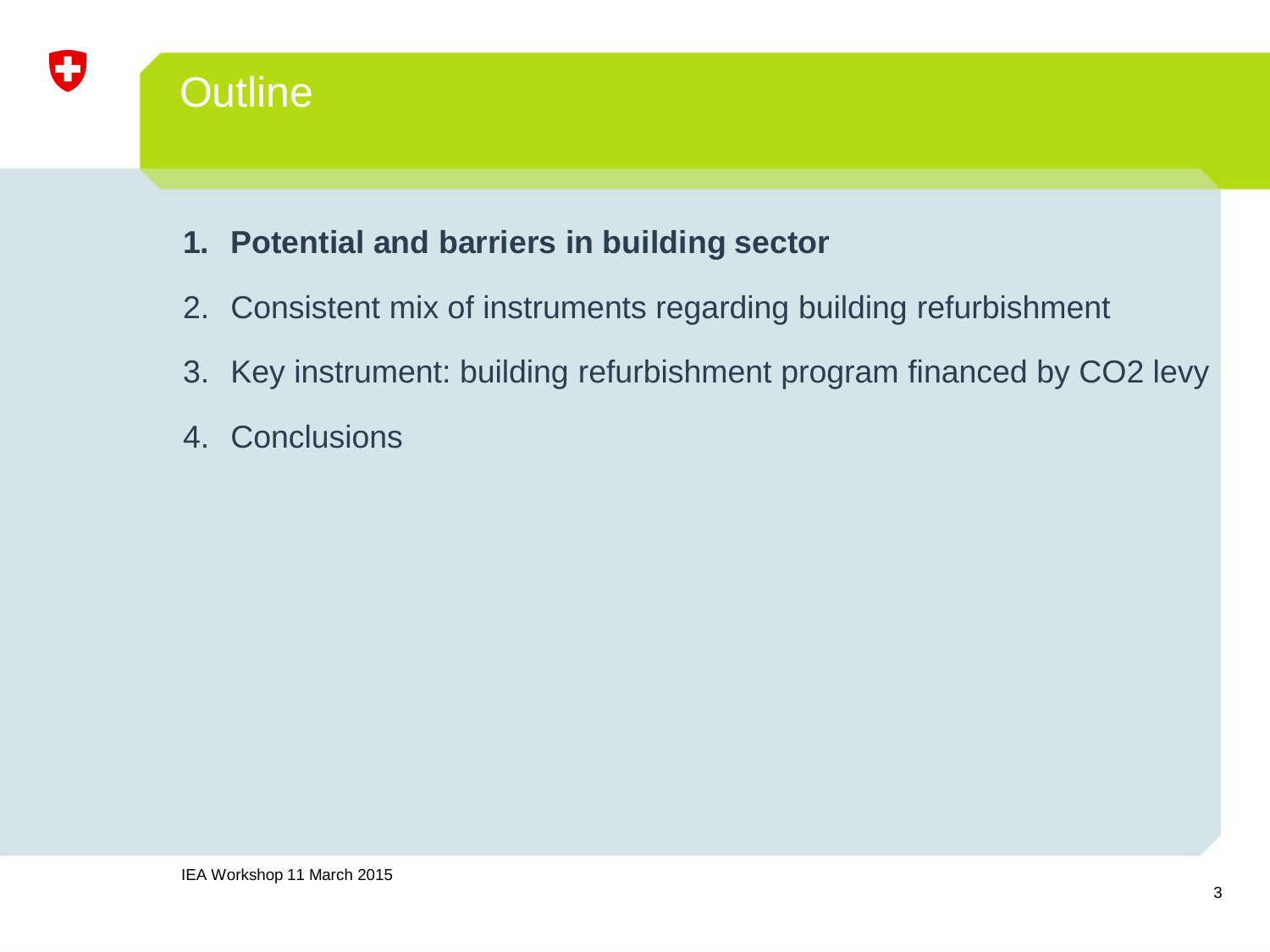# Outline

1. **Potential and barriers in building sector**
2. Consistent mix of instruments regarding building refurbishment
3. Key instrument: building refurbishment program financed by $CO_2$ levy
4. Conclusions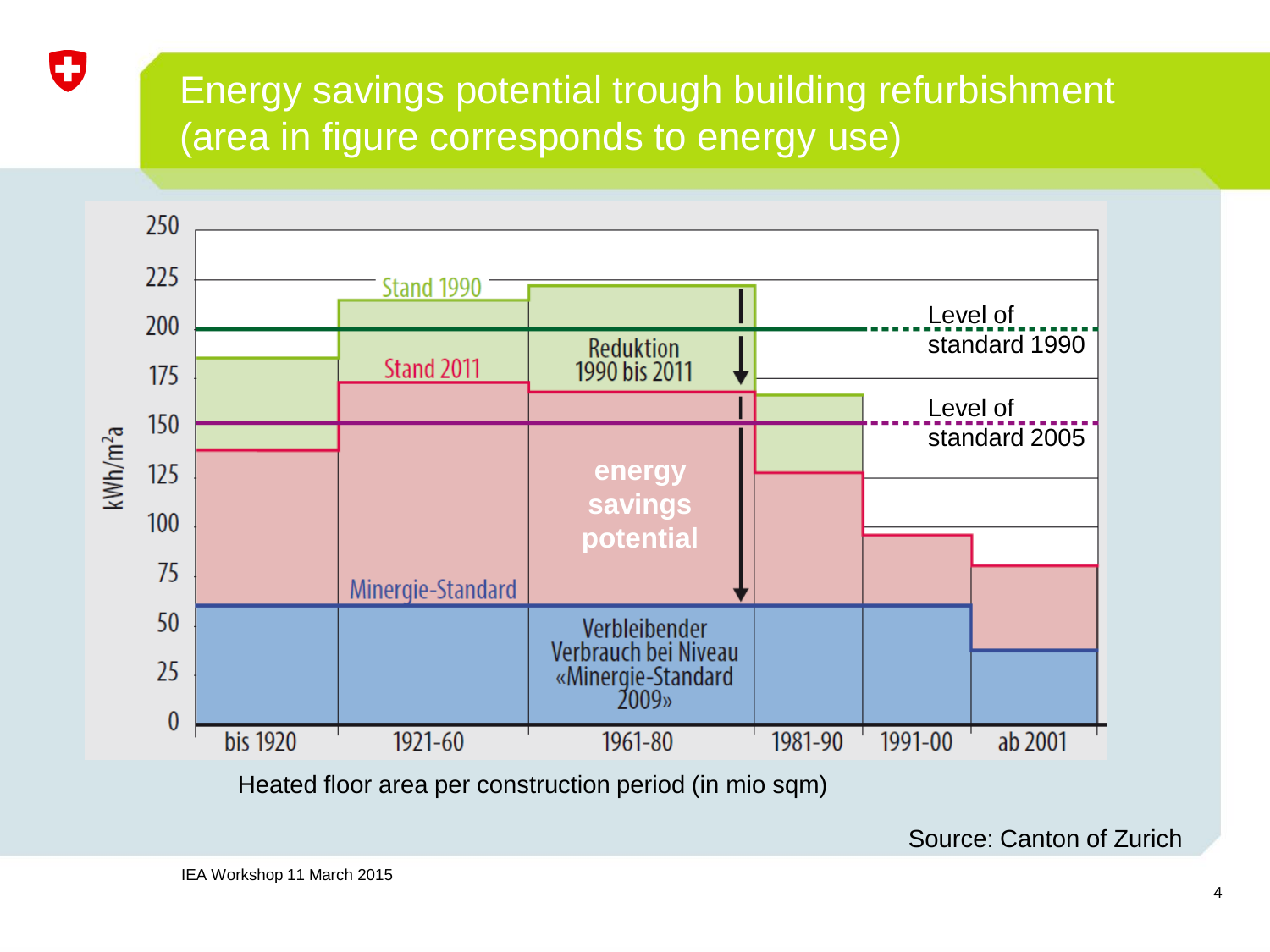# Energy savings potential trough building refurbishment (area in figure corresponds to energy use)

250
225
200
175
150
125
100
75
50
25
0

kWh/m²a

Stand 1990

Stand 2011

Reduktion 1990 bis 2011

energy savings potential

Minergie-Standard

Verbleibender Verbrauch bei Niveau «Minergie-Standard 2009»

Level of standard 1990

Level of standard 2005

bis 1920 | 1921-60 | 1961-80 | 1981-90 | 1991-00 | ab 2001

Heated floor area per construction period (in mio sqm)

Source: Canton of Zurich

IEA Workshop 11 March 2015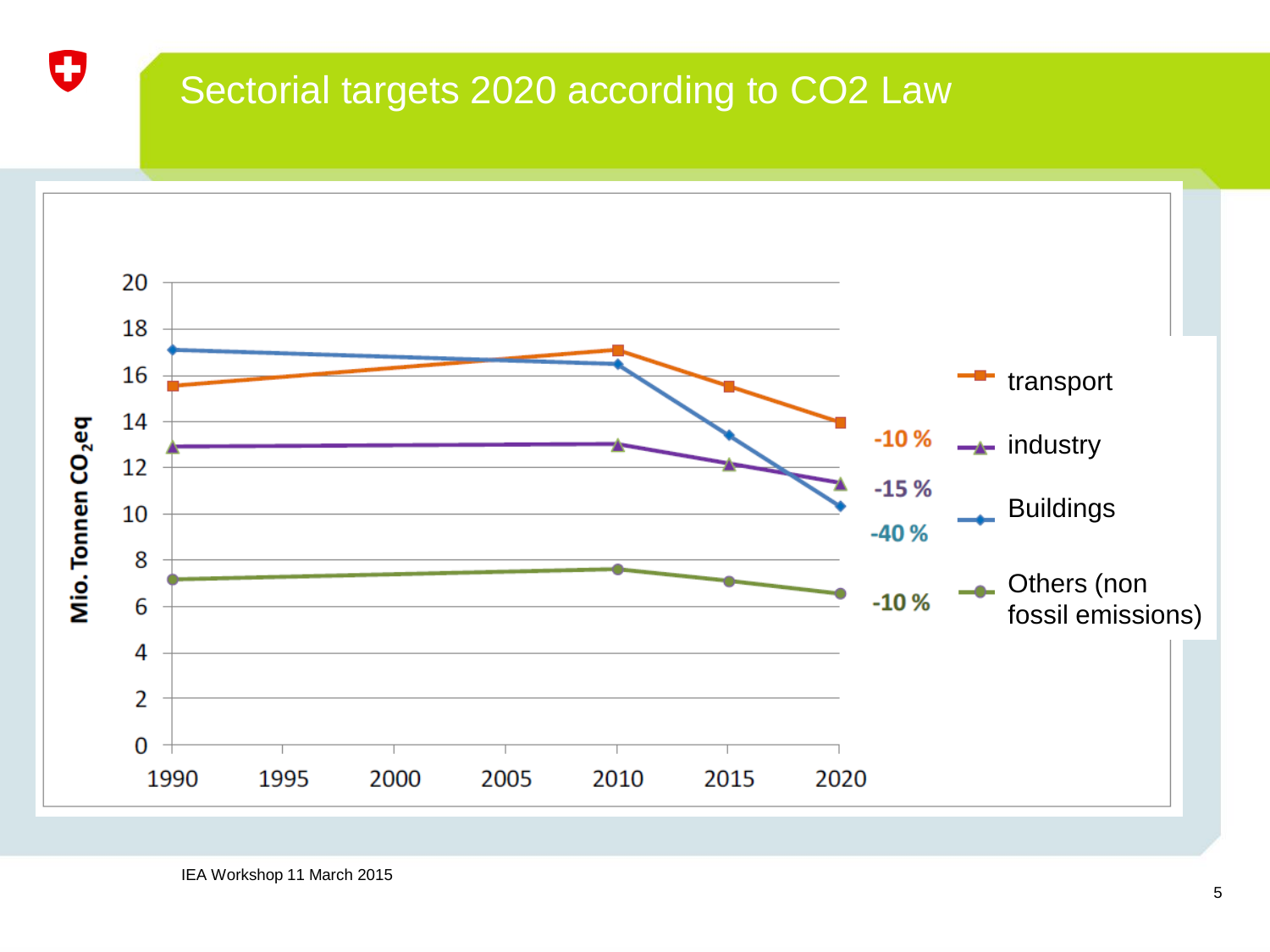# Sectorial targets 2020 according to $CO_2$ Law

Mio. Tonnen $CO_2$eq

| Year | transport | industry | Buildings | Others (non fossil emissions) |
|---|---|---|---|---|
| 1990 | 15.6 | 12.9 | 17.1 | 7.2 |
| 2010 | 17.1 | 13.0 | 16.5 | 7.6 |
| 2015 | 15.5 | 12.2 | 13.4 | 7.1 |
| 2020 | 14.0 (-10 %) | 11.3 (-15 %) | 10.3 (-40 %) | 6.6 (-10 %) |

IEA Workshop 11 March 2015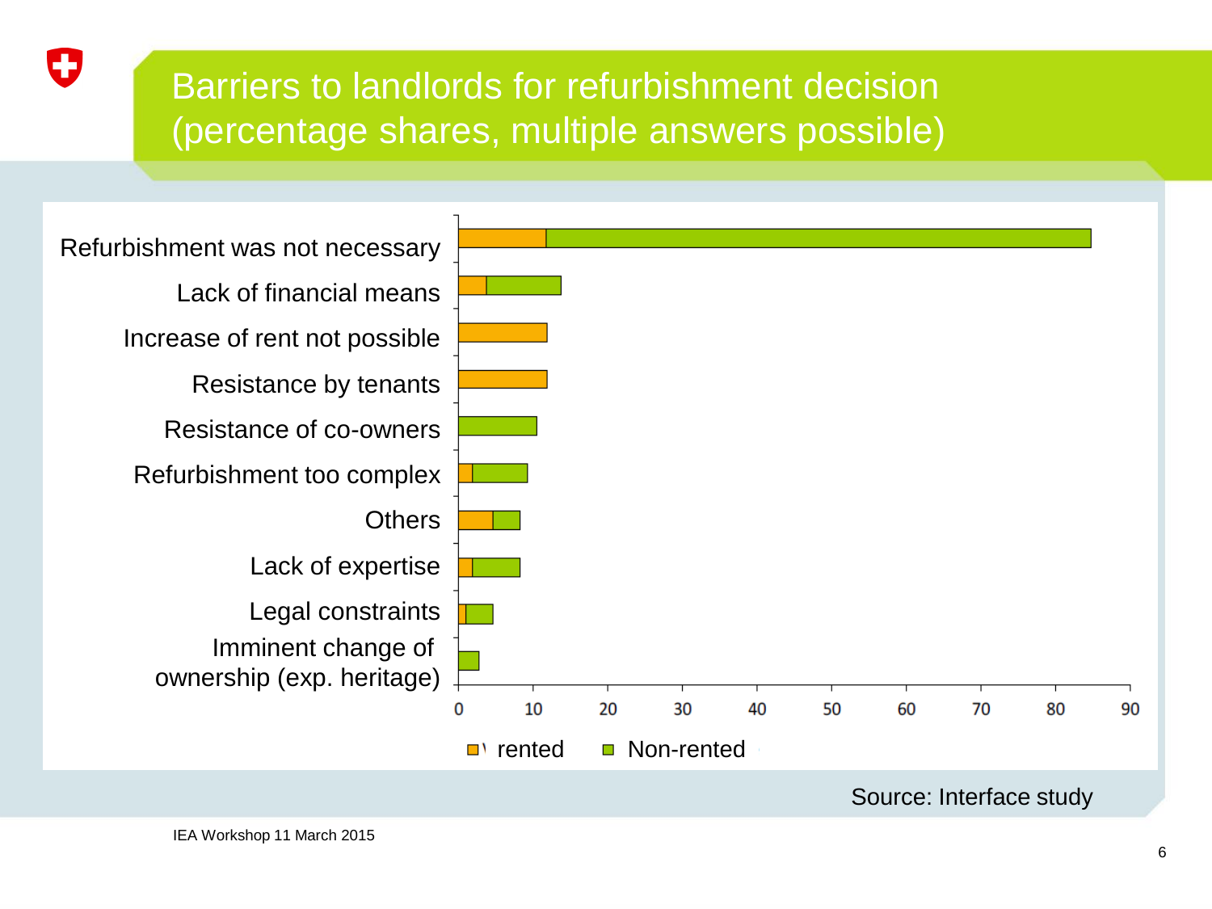# Barriers to landlords for refurbishment decision (percentage shares, multiple answers possible)

| Barrier | rented | Non-rented |
|---|---|---|
| Refurbishment was not necessary | 12 | 73 |
| Lack of financial means | 4 | 10 |
| Increase of rent not possible | 12 | 0 |
| Resistance by tenants | 12 | 0 |
| Resistance of co-owners | 0 | 10.5 |
| Refurbishment too complex | 2 | 7.5 |
| Others | 4.7 | 3.6 |
| Lack of expertise | 2 | 6.5 |
| Legal constraints | 1 | 3.7 |
| Imminent change of ownership (exp. heritage) | 0 | 2.8 |

Source: Interface study

IEA Workshop 11 March 2015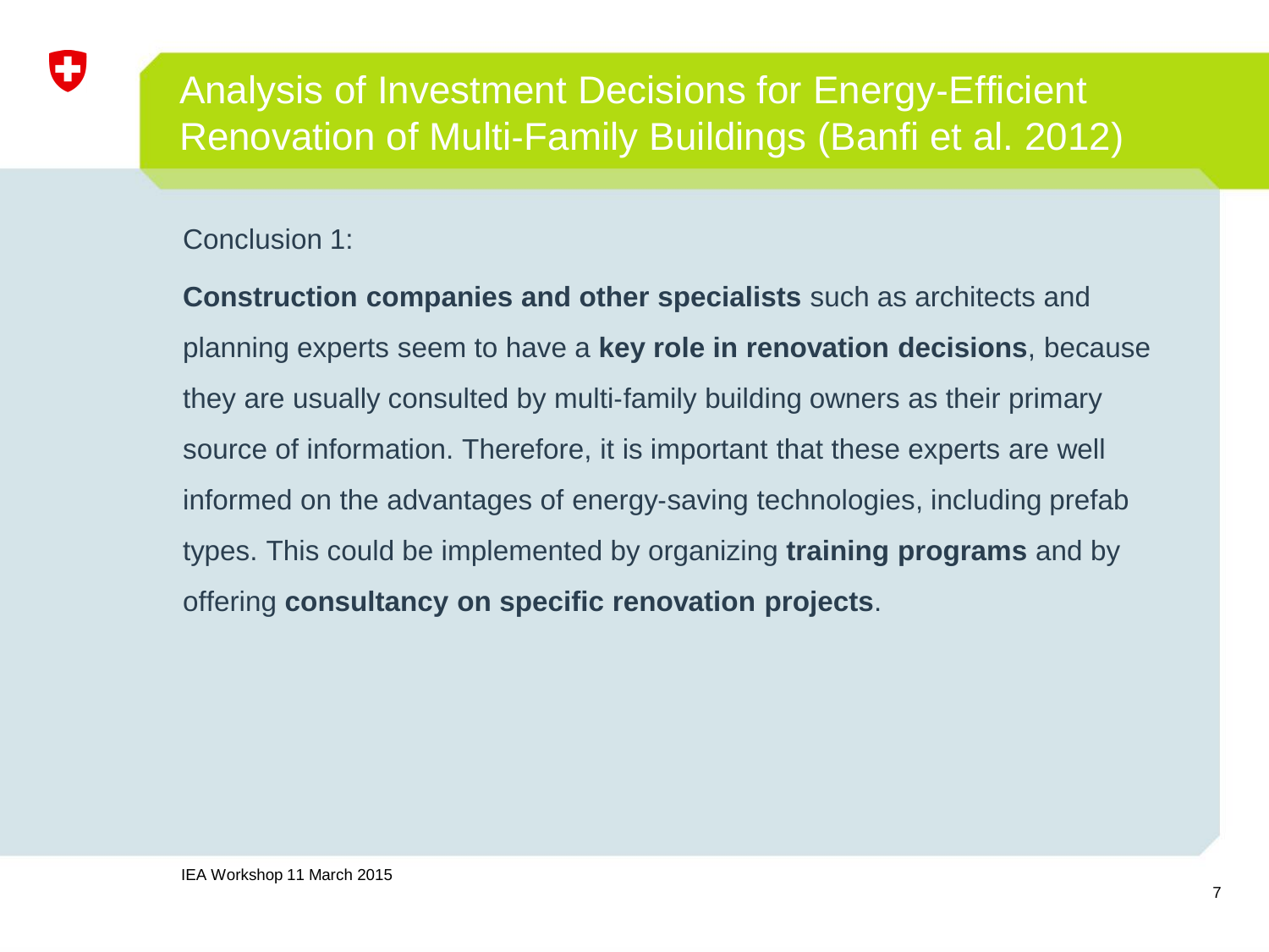# Analysis of Investment Decisions for Energy-Efficient Renovation of Multi-Family Buildings (Banfi et al. 2012)

Conclusion 1:

**Construction companies and other specialists** such as architects and planning experts seem to have a **key role in renovation decisions**, because they are usually consulted by multi-family building owners as their primary source of information. Therefore, it is important that these experts are well informed on the advantages of energy-saving technologies, including prefab types. This could be implemented by organizing **training programs** and by offering **consultancy on specific renovation projects**.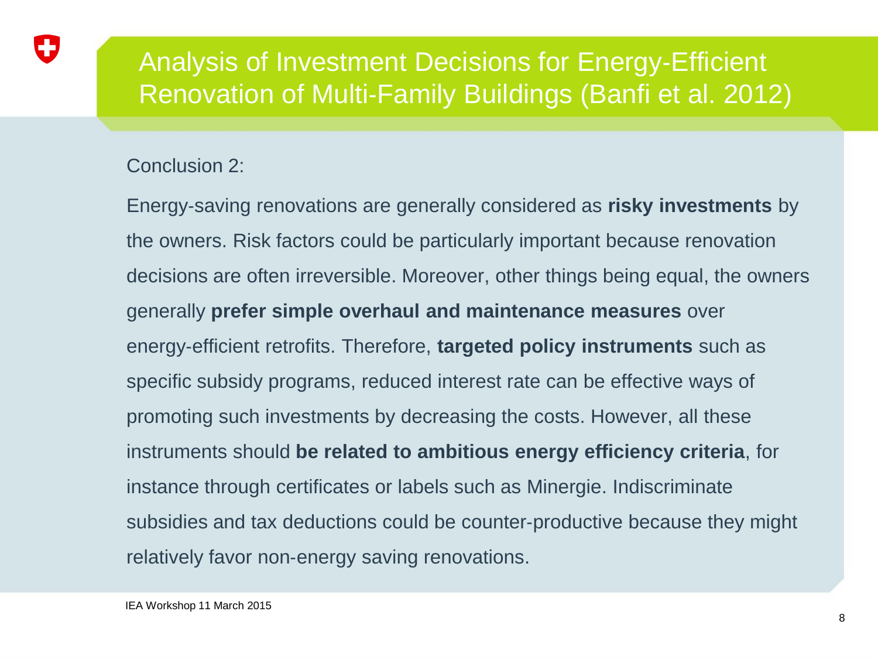# Analysis of Investment Decisions for Energy-Efficient Renovation of Multi-Family Buildings (Banfi et al. 2012)

Conclusion 2:

Energy-saving renovations are generally considered as **risky investments** by the owners. Risk factors could be particularly important because renovation decisions are often irreversible. Moreover, other things being equal, the owners generally **prefer simple overhaul and maintenance measures** over energy-efficient retrofits. Therefore, **targeted policy instruments** such as specific subsidy programs, reduced interest rate can be effective ways of promoting such investments by decreasing the costs. However, all these instruments should **be related to ambitious energy efficiency criteria**, for instance through certificates or labels such as Minergie. Indiscriminate subsidies and tax deductions could be counter-productive because they might relatively favor non-energy saving renovations.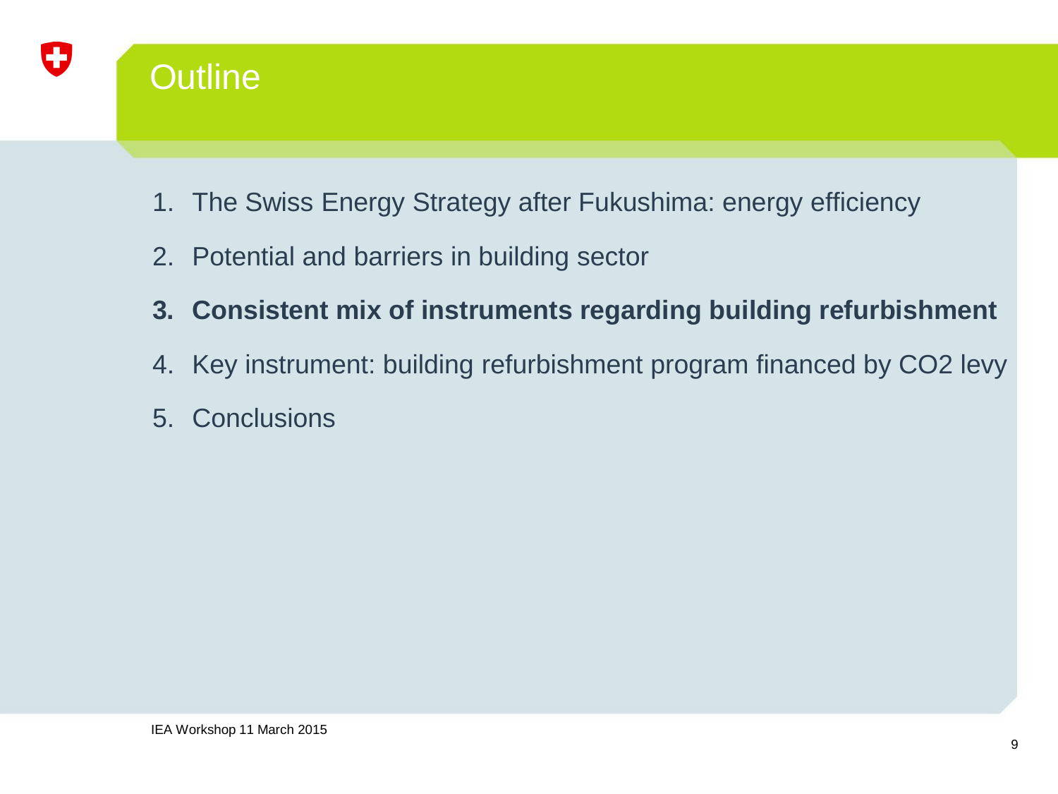# Outline

1. The Swiss Energy Strategy after Fukushima: energy efficiency
2. Potential and barriers in building sector
3. **Consistent mix of instruments regarding building refurbishment**
4. Key instrument: building refurbishment program financed by CO2 levy
5. Conclusions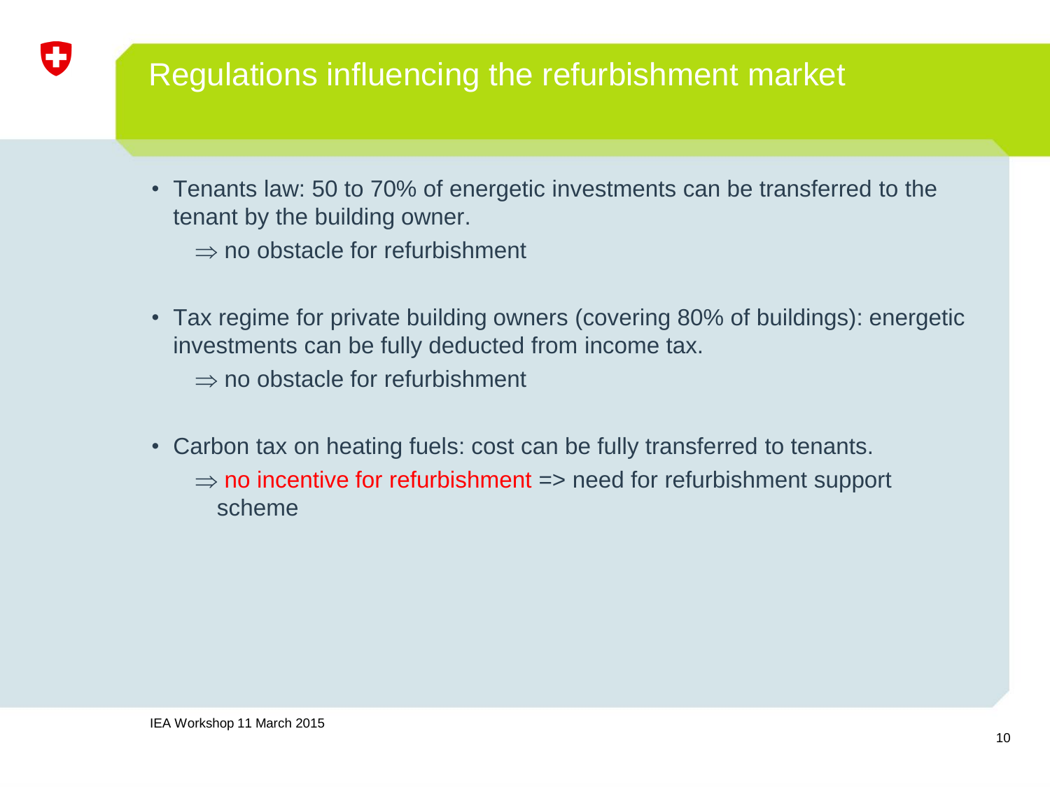# Regulations influencing the refurbishment market

- Tenants law: 50 to 70% of energetic investments can be transferred to the tenant by the building owner.
  $\Rightarrow$ no obstacle for refurbishment

- Tax regime for private building owners (covering 80% of buildings): energetic investments can be fully deducted from income tax.
  $\Rightarrow$ no obstacle for refurbishment

- Carbon tax on heating fuels: cost can be fully transferred to tenants.
  $\Rightarrow$ no incentive for refurbishment => need for refurbishment support scheme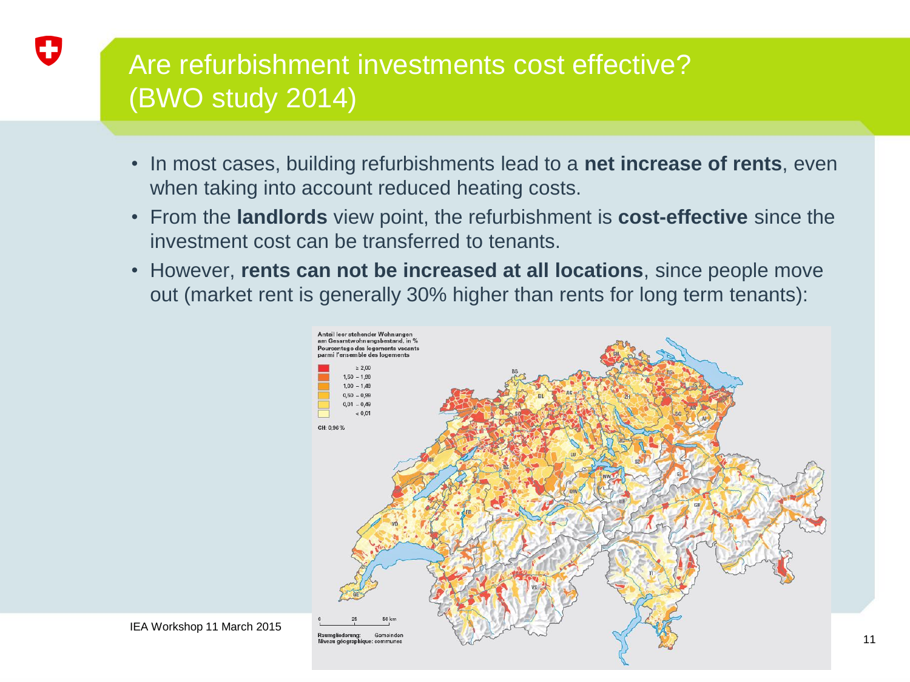# Are refurbishment investments cost effective? (BWO study 2014)

- In most cases, building refurbishments lead to a **net increase of rents**, even when taking into account reduced heating costs.
- From the **landlords** view point, the refurbishment is **cost-effective** since the investment cost can be transferred to tenants.
- However, **rents can not be increased at all locations**, since people move out (market rent is generally 30% higher than rents for long term tenants):

Anteil leer stehender Wohnungen am Gesamtwohnungsbestand, in %
Pourcentage des logements vacants parmi l'ensemble des logements

- ≥ 2,00
- 1,50 – 1,99
- 1,00 – 1,49
- 0,50 – 0,99
- 0,01 – 0,49
- < 0,01

CH: 0,96 %

Raumgliederung: Gemeinden
Niveau géographique: communes

IEA Workshop 11 March 2015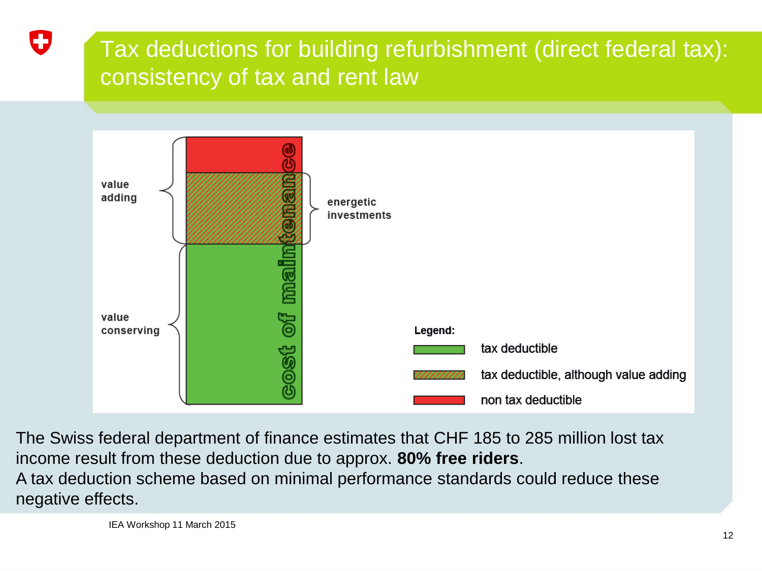# Tax deductions for building refurbishment (direct federal tax): consistency of tax and rent law

value adding

value conserving

cost of maintenance

energetic investments

**Legend:**

- tax deductible
- tax deductible, although value adding
- non tax deductible

The Swiss federal department of finance estimates that CHF 185 to 285 million lost tax income result from these deduction due to approx. **80% free riders**.

A tax deduction scheme based on minimal performance standards could reduce these negative effects.

IEA Workshop 11 March 2015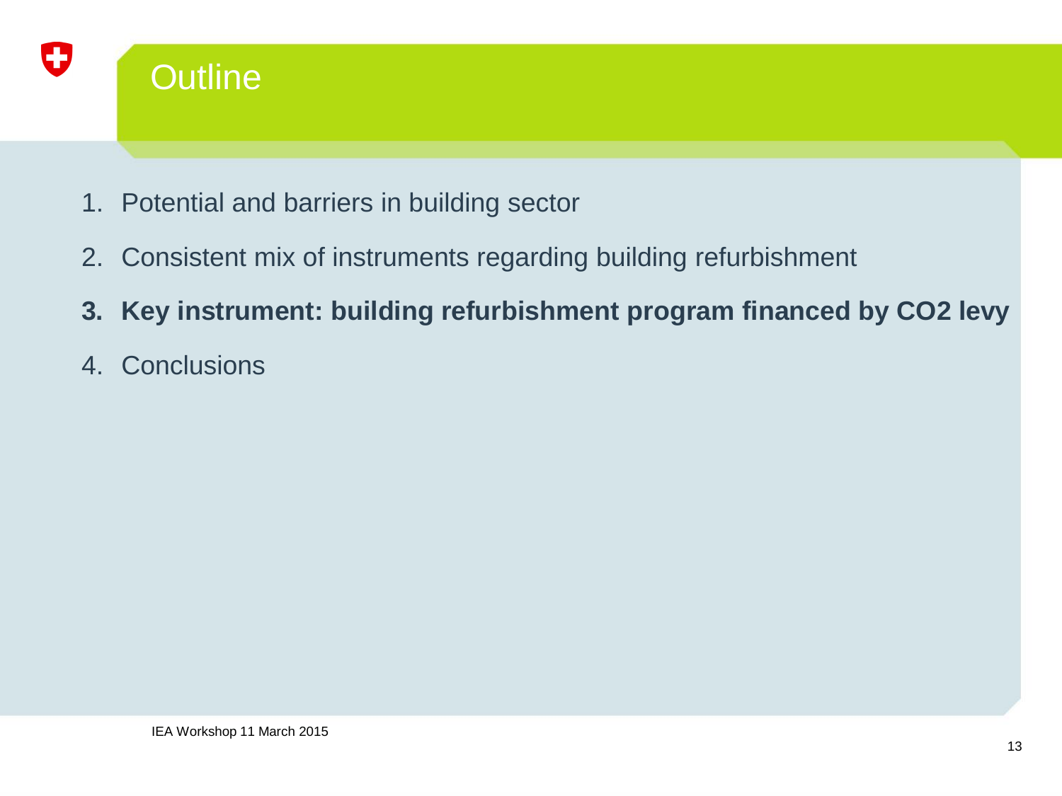# Outline

1. Potential and barriers in building sector
2. Consistent mix of instruments regarding building refurbishment
3. **Key instrument: building refurbishment program financed by $CO_2$ levy**
4. Conclusions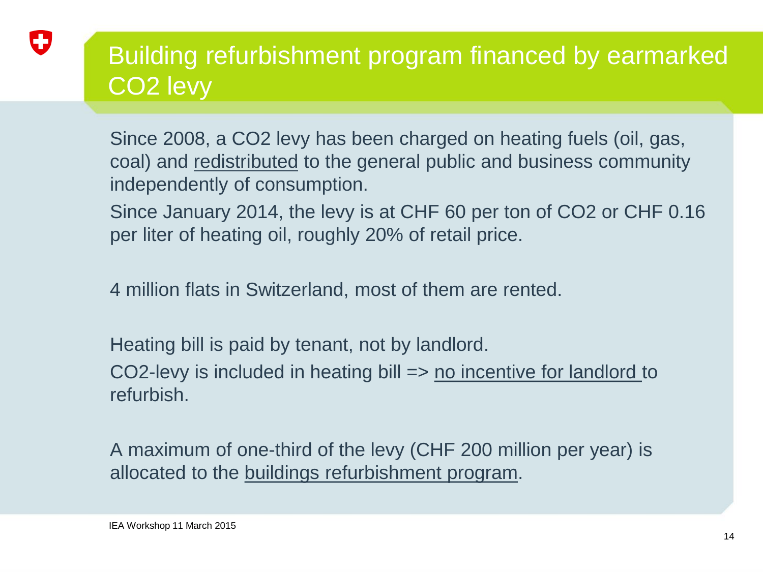# Building refurbishment program financed by earmarked $CO_2$ levy

Since 2008, a $CO_2$ levy has been charged on heating fuels (oil, gas, coal) and redistributed to the general public and business community independently of consumption.

Since January 2014, the levy is at CHF 60 per ton of $CO_2$ or CHF 0.16 per liter of heating oil, roughly 20% of retail price.

4 million flats in Switzerland, most of them are rented.

Heating bill is paid by tenant, not by landlord.

$CO_2$-levy is included in heating bill => no incentive for landlord to refurbish.

A maximum of one-third of the levy (CHF 200 million per year) is allocated to the buildings refurbishment program.

IEA Workshop 11 March 2015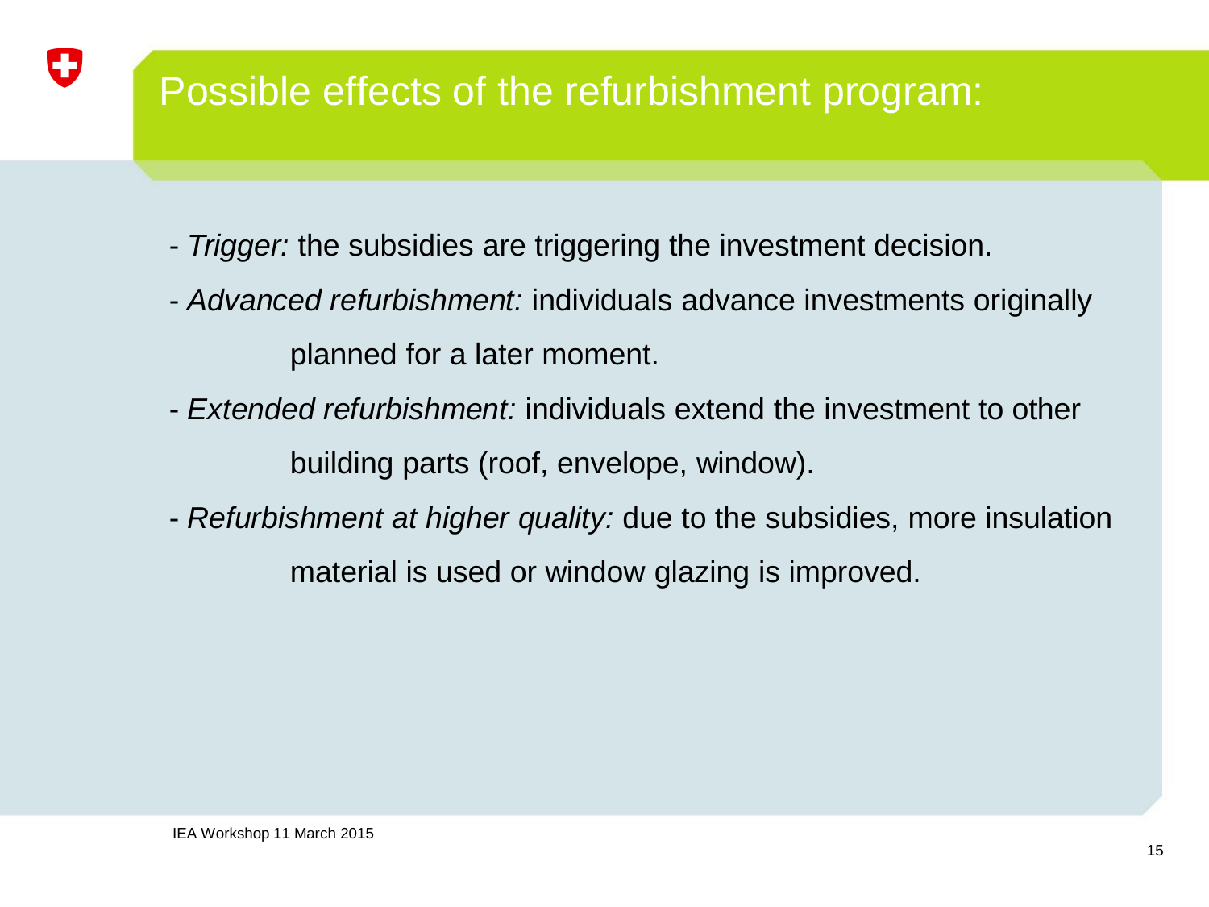# Possible effects of the refurbishment program:

- *Trigger:* the subsidies are triggering the investment decision.
- *Advanced refurbishment:* individuals advance investments originally planned for a later moment.
- *Extended refurbishment:* individuals extend the investment to other building parts (roof, envelope, window).
- *Refurbishment at higher quality:* due to the subsidies, more insulation material is used or window glazing is improved.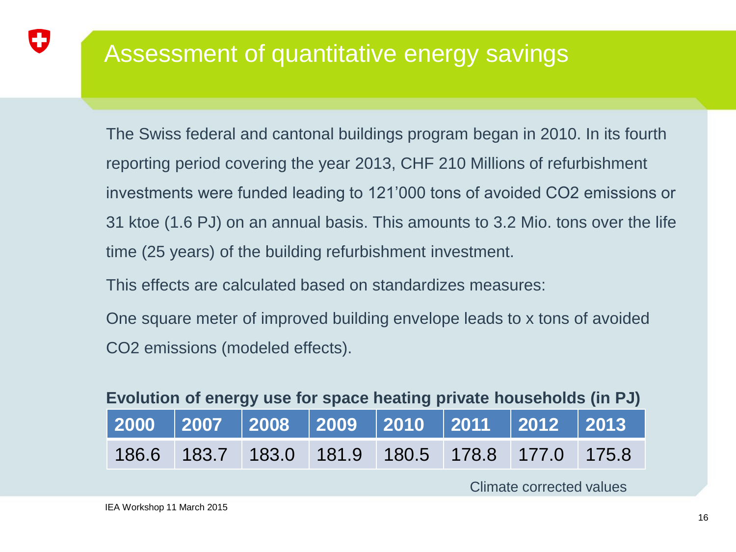# Assessment of quantitative energy savings

The Swiss federal and cantonal buildings program began in 2010. In its fourth reporting period covering the year 2013, CHF 210 Millions of refurbishment investments were funded leading to 121'000 tons of avoided $CO_2$ emissions or 31 ktoe (1.6 PJ) on an annual basis. This amounts to 3.2 Mio. tons over the life time (25 years) of the building refurbishment investment.

This effects are calculated based on standardizes measures:

One square meter of improved building envelope leads to x tons of avoided $CO_2$ emissions (modeled effects).

**Evolution of energy use for space heating private households (in PJ)**

| 2000 | 2007 | 2008 | 2009 | 2010 | 2011 | 2012 | 2013 |
|---|---|---|---|---|---|---|---|
| 186.6 | 183.7 | 183.0 | 181.9 | 180.5 | 178.8 | 177.0 | 175.8 |

Climate corrected values

IEA Workshop 11 March 2015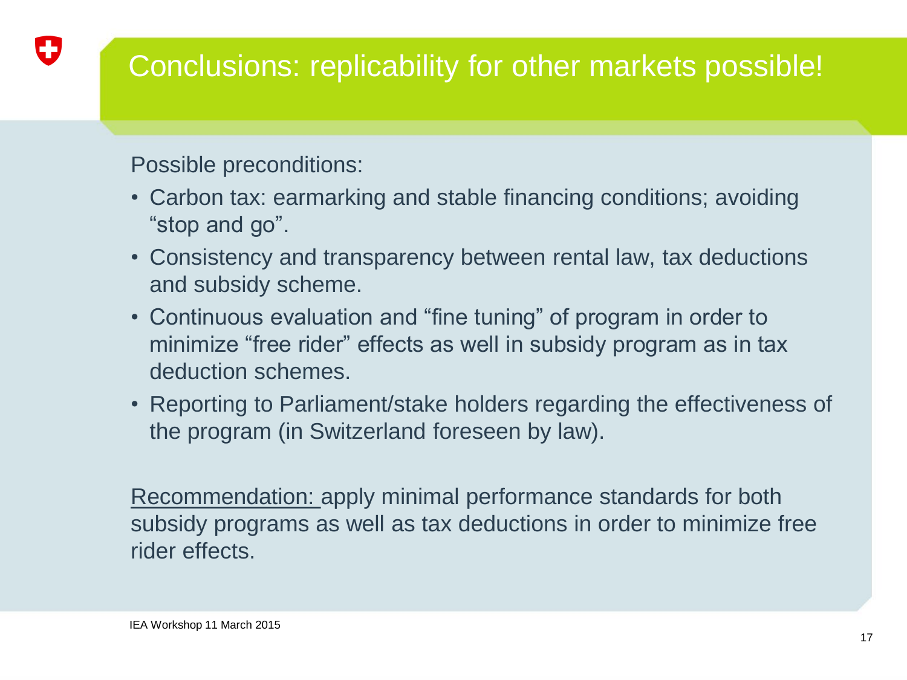# Conclusions: replicability for other markets possible!

Possible preconditions:

- Carbon tax: earmarking and stable financing conditions; avoiding "stop and go".
- Consistency and transparency between rental law, tax deductions and subsidy scheme.
- Continuous evaluation and "fine tuning" of program in order to minimize "free rider" effects as well in subsidy program as in tax deduction schemes.
- Reporting to Parliament/stake holders regarding the effectiveness of the program (in Switzerland foreseen by law).

<u>Recommendation:</u> apply minimal performance standards for both subsidy programs as well as tax deductions in order to minimize free rider effects.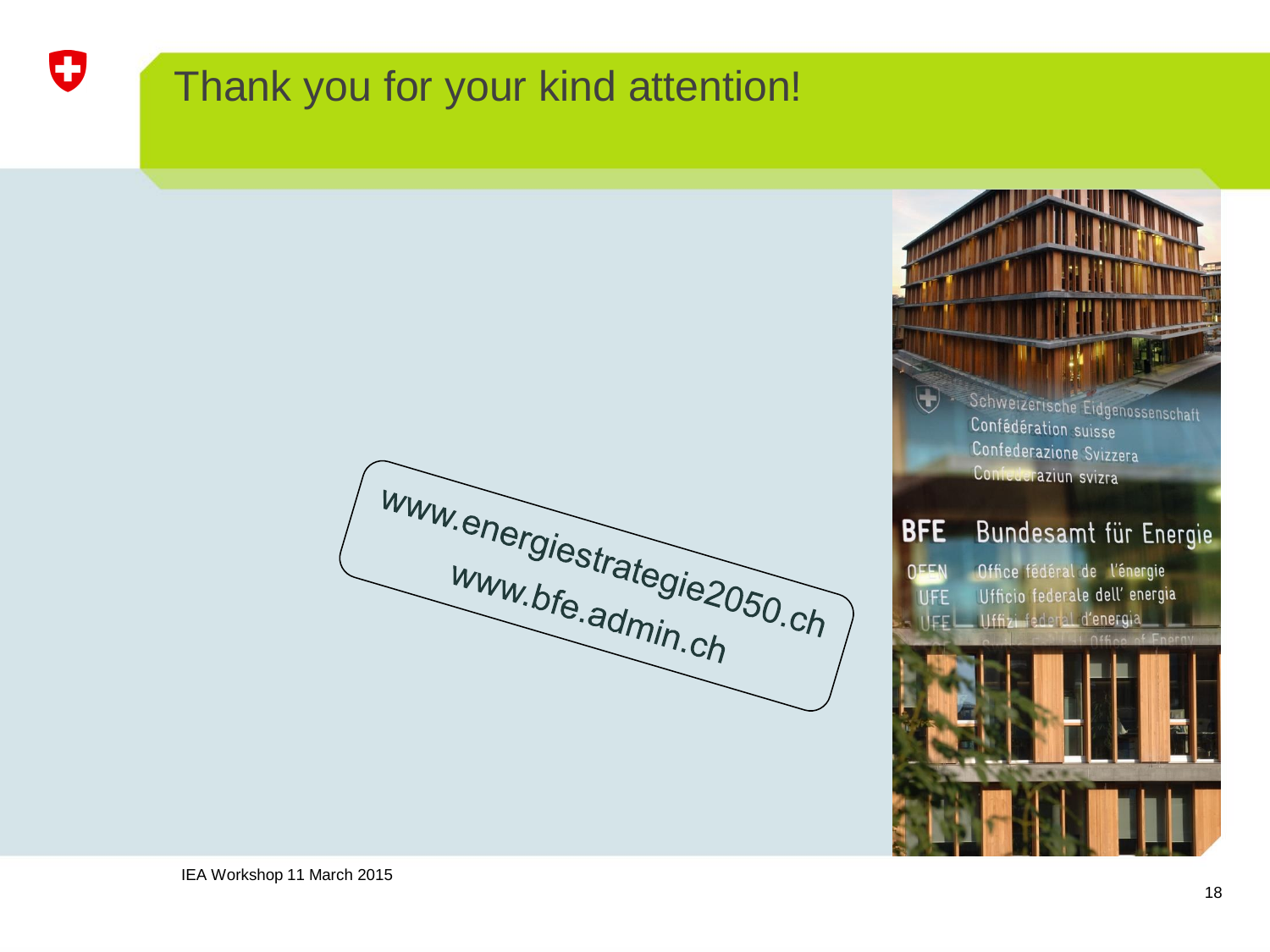# Thank you for your kind attention!

www.energiestrategie2050.ch
www.bfe.admin.ch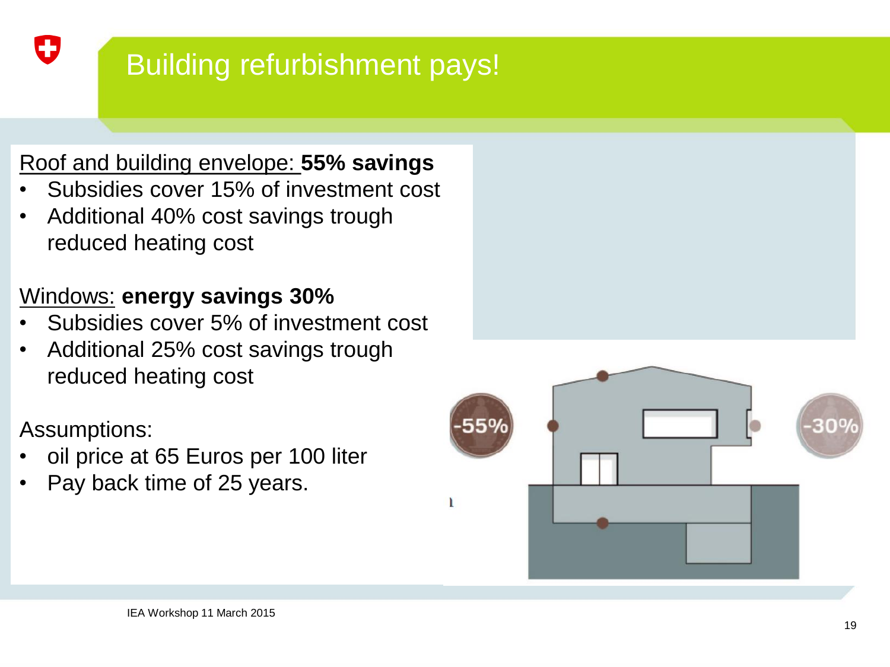# Building refurbishment pays!

Roof and building envelope: **55% savings**

- Subsidies cover 15% of investment cost
- Additional 40% cost savings trough reduced heating cost

Windows: **energy savings 30%**

- Subsidies cover 5% of investment cost
- Additional 25% cost savings trough reduced heating cost

Assumptions:

- oil price at 65 Euros per 100 liter
- Pay back time of 25 years.

-55%

-30%

IEA Workshop 11 March 2015